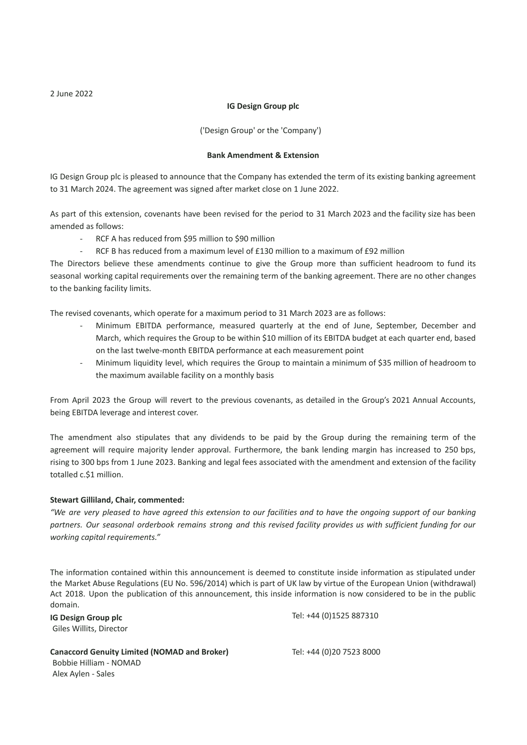2 June 2022

**IG Design Group plc**

('Design Group' or the 'Company')

**Bank Amendment & Extension**

IG Design Group plc is pleased to announce that the Company has extended the term of its existing banking agreement to 31 March 2024. The agreement was signed after market close on 1 June 2022.

As part of this extension, covenants have been revised for the period to 31 March 2023 and the facility size has been amended as follows:

- RCF A has reduced from $95 million to $90 million
- RCF B has reduced from a maximum level of £130 million to a maximum of £92 million

The Directors believe these amendments continue to give the Group more than sufficient headroom to fund its seasonal working capital requirements over the remaining term of the banking agreement. There are no other changes to the banking facility limits.

The revised covenants, which operate for a maximum period to 31 March 2023 are as follows:

- Minimum EBITDA performance, measured quarterly at the end of June, September, December and March, which requires the Group to be within $10 million of its EBITDA budget at each quarter end, based on the last twelve-month EBITDA performance at each measurement point
- Minimum liquidity level, which requires the Group to maintain a minimum of $35 million of headroom to the maximum available facility on a monthly basis

From April 2023 the Group will revert to the previous covenants, as detailed in the Group's 2021 Annual Accounts, being EBITDA leverage and interest cover.

The amendment also stipulates that any dividends to be paid by the Group during the remaining term of the agreement will require majority lender approval. Furthermore, the bank lending margin has increased to 250 bps, rising to 300 bps from 1 June 2023. Banking and legal fees associated with the amendment and extension of the facility totalled c.$1 million.

**Stewart Gilliland, Chair, commented:**

*"We are very pleased to have agreed this extension to our facilities and to have the ongoing support of our banking partners. Our seasonal orderbook remains strong and this revised facility provides us with sufficient funding for our working capital requirements."*

The information contained within this announcement is deemed to constitute inside information as stipulated under the Market Abuse Regulations (EU No. 596/2014) which is part of UK law by virtue of the European Union (withdrawal) Act 2018. Upon the publication of this announcement, this inside information is now considered to be in the public domain.

**IG Design Group plc** — Tel: +44 (0)1525 887310
Giles Willits, Director

**Canaccord Genuity Limited (NOMAD and Broker)** — Tel: +44 (0)20 7523 8000
Bobbie Hilliam - NOMAD
Alex Aylen - Sales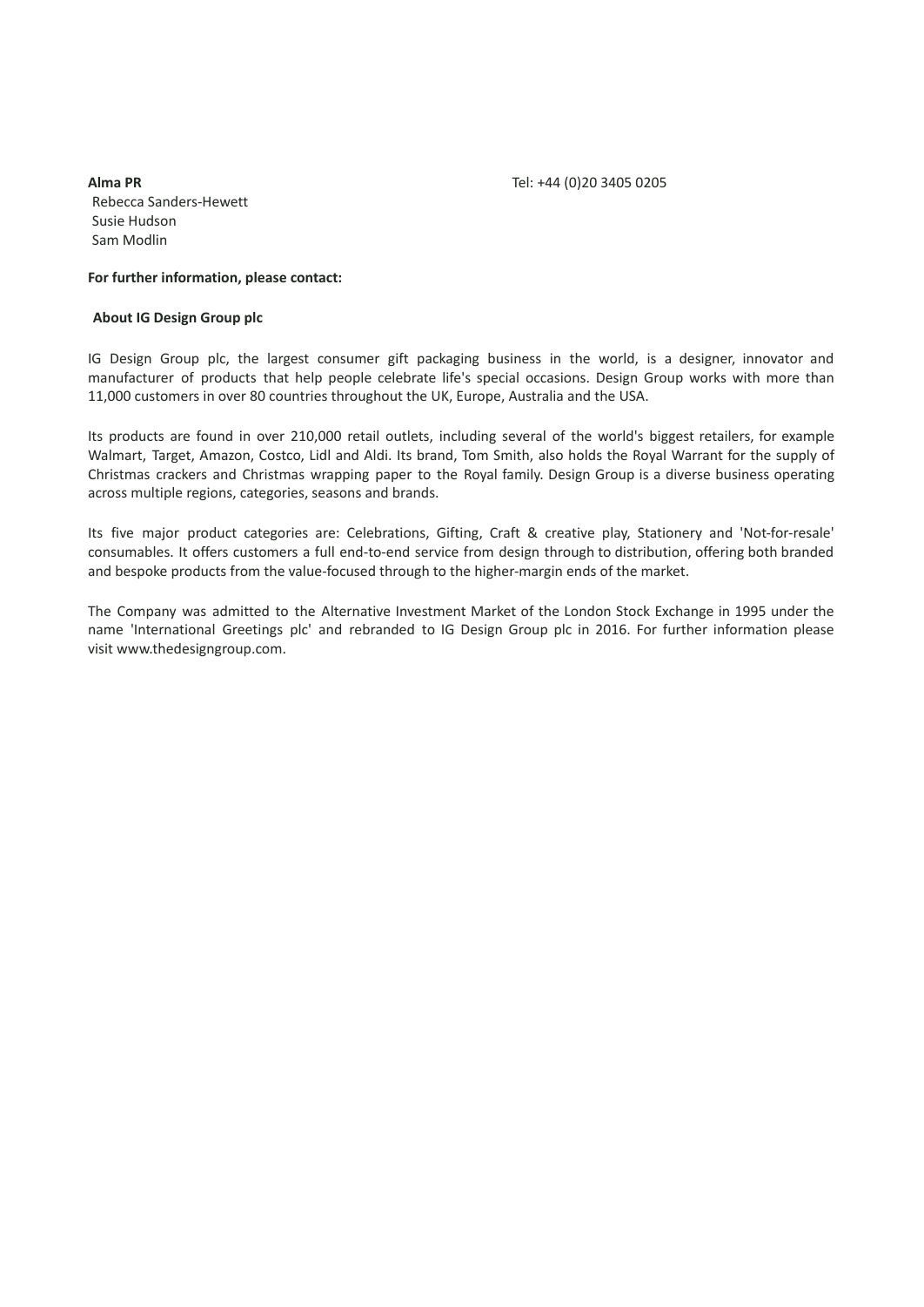**Alma PR** Tel: +44 (0)20 3405 0205

Rebecca Sanders-Hewett
Susie Hudson
Sam Modlin

**For further information, please contact:**

**About IG Design Group plc**

IG Design Group plc, the largest consumer gift packaging business in the world, is a designer, innovator and manufacturer of products that help people celebrate life's special occasions. Design Group works with more than 11,000 customers in over 80 countries throughout the UK, Europe, Australia and the USA.

Its products are found in over 210,000 retail outlets, including several of the world's biggest retailers, for example Walmart, Target, Amazon, Costco, Lidl and Aldi. Its brand, Tom Smith, also holds the Royal Warrant for the supply of Christmas crackers and Christmas wrapping paper to the Royal family. Design Group is a diverse business operating across multiple regions, categories, seasons and brands.

Its five major product categories are: Celebrations, Gifting, Craft & creative play, Stationery and 'Not-for-resale' consumables. It offers customers a full end-to-end service from design through to distribution, offering both branded and bespoke products from the value-focused through to the higher-margin ends of the market.

The Company was admitted to the Alternative Investment Market of the London Stock Exchange in 1995 under the name 'International Greetings plc' and rebranded to IG Design Group plc in 2016. For further information please visit www.thedesigngroup.com.